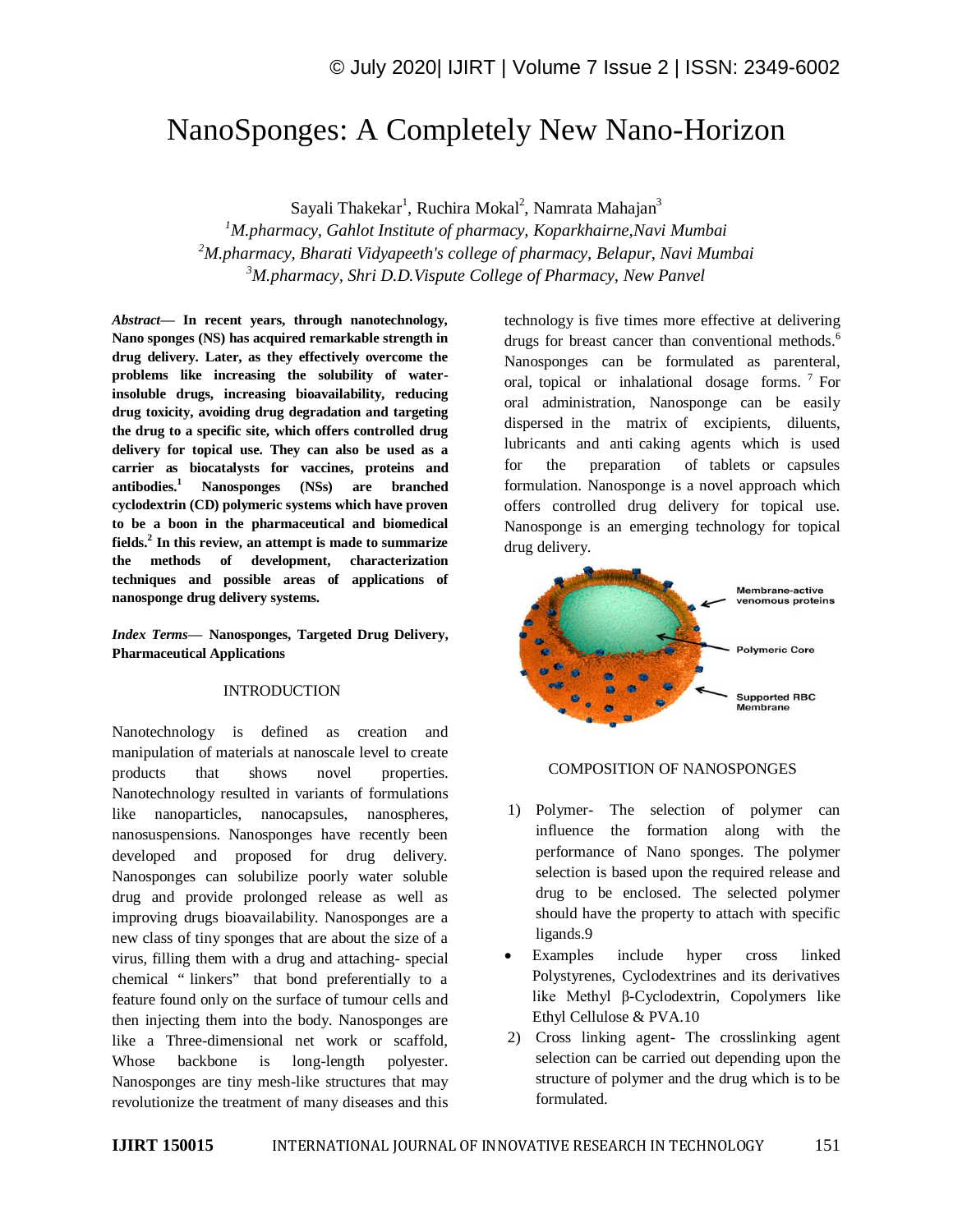# NanoSponges: A Completely New Nano-Horizon

Sayali Thakekar[1], Ruchira Mokal[2], Namrata Mahajan[3]

[1]*M.pharmacy, Gahlot Institute of pharmacy, Koparkhairne,Navi Mumbai*
[2]*M.pharmacy, Bharati Vidyapeeth's college of pharmacy, Belapur, Navi Mumbai*
[3]*M.pharmacy, Shri D.D.Vispute College of Pharmacy, New Panvel*

***Abstract*— In recent years, through nanotechnology, Nano sponges (NS) has acquired remarkable strength in drug delivery. Later, as they effectively overcome the problems like increasing the solubility of water-insoluble drugs, increasing bioavailability, reducing drug toxicity, avoiding drug degradation and targeting the drug to a specific site, which offers controlled drug delivery for topical use. They can also be used as a carrier as biocatalysts for vaccines, proteins and antibodies.[1] Nanosponges (NSs) are branched cyclodextrin (CD) polymeric systems which have proven to be a boon in the pharmaceutical and biomedical fields.[2] In this review, an attempt is made to summarize the methods of development, characterization techniques and possible areas of applications of nanosponge drug delivery systems.**

***Index Terms*— Nanosponges, Targeted Drug Delivery, Pharmaceutical Applications**

## INTRODUCTION

Nanotechnology is defined as creation and manipulation of materials at nanoscale level to create products that shows novel properties. Nanotechnology resulted in variants of formulations like nanoparticles, nanocapsules, nanospheres, nanosuspensions. Nanosponges have recently been developed and proposed for drug delivery. Nanosponges can solubilize poorly water soluble drug and provide prolonged release as well as improving drugs bioavailability. Nanosponges are a new class of tiny sponges that are about the size of a virus, filling them with a drug and attaching- special chemical " linkers" that bond preferentially to a feature found only on the surface of tumour cells and then injecting them into the body. Nanosponges are like a Three-dimensional net work or scaffold, Whose backbone is long-length polyester. Nanosponges are tiny mesh-like structures that may revolutionize the treatment of many diseases and this technology is five times more effective at delivering drugs for breast cancer than conventional methods.[6] Nanosponges can be formulated as parenteral, oral, topical or inhalational dosage forms. [7] For oral administration, Nanosponge can be easily dispersed in the matrix of excipients, diluents, lubricants and anti caking agents which is used for the preparation of tablets or capsules formulation. Nanosponge is a novel approach which offers controlled drug delivery for topical use. Nanosponge is an emerging technology for topical drug delivery.

Membrane-active venomous proteins

Polymeric Core

Supported RBC Membrane

## COMPOSITION OF NANOSPONGES

1) Polymer- The selection of polymer can influence the formation along with the performance of Nano sponges. The polymer selection is based upon the required release and drug to be enclosed. The selected polymer should have the property to attach with specific ligands.9
- Examples include hyper cross linked Polystyrenes, Cyclodextrines and its derivatives like Methyl β-Cyclodextrin, Copolymers like Ethyl Cellulose & PVA.10

2) Cross linking agent- The crosslinking agent selection can be carried out depending upon the structure of polymer and the drug which is to be formulated.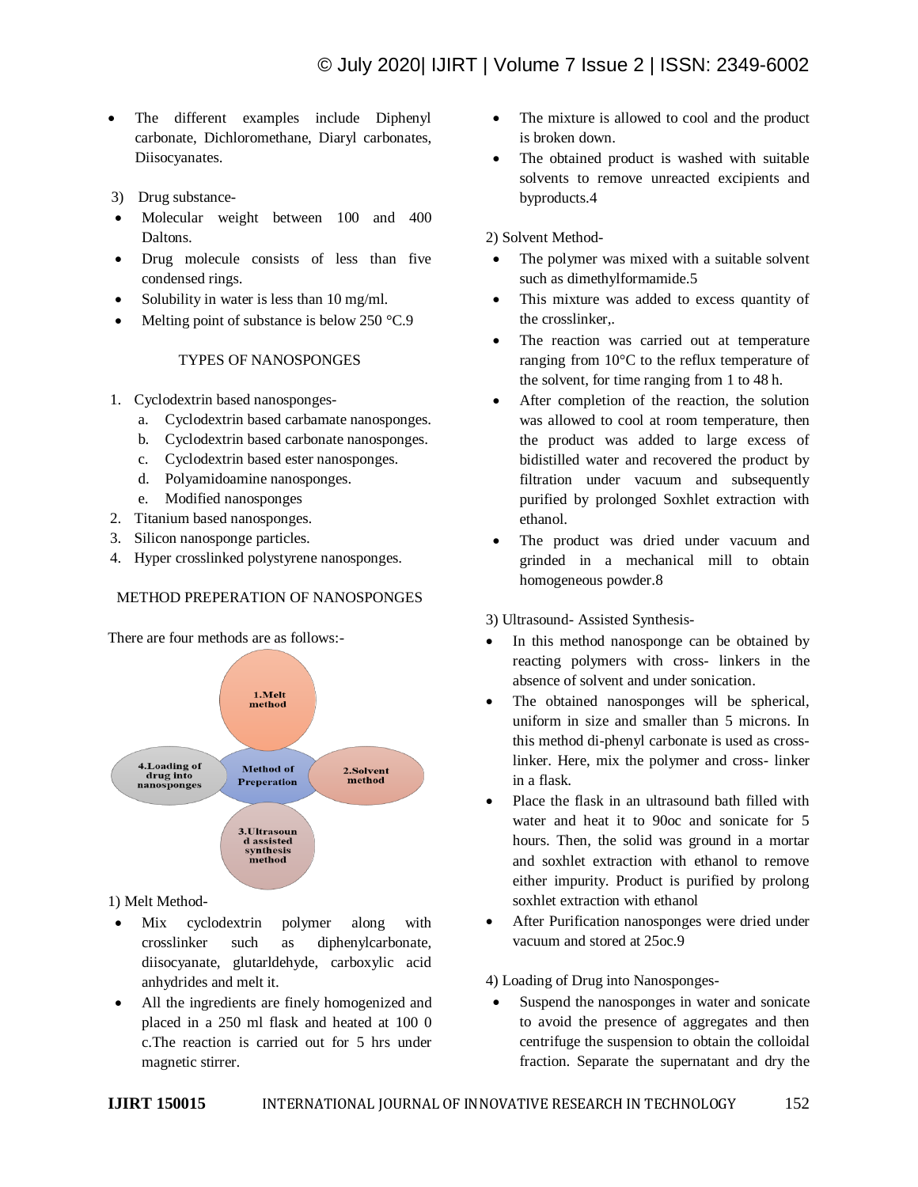- The different examples include Diphenyl carbonate, Dichloromethane, Diaryl carbonates, Diisocyanates.

3) Drug substance-

- Molecular weight between 100 and 400 Daltons.
- Drug molecule consists of less than five condensed rings.
- Solubility in water is less than 10 mg/ml.
- Melting point of substance is below 250 °C.9

## TYPES OF NANOSPONGES

1. Cyclodextrin based nanosponges-
   a. Cyclodextrin based carbamate nanosponges.
   b. Cyclodextrin based carbonate nanosponges.
   c. Cyclodextrin based ester nanosponges.
   d. Polyamidoamine nanosponges.
   e. Modified nanosponges
2. Titanium based nanosponges.
3. Silicon nanosponge particles.
4. Hyper crosslinked polystyrene nanosponges.

## METHOD PREPERATION OF NANOSPONGES

There are four methods are as follows:-

Method of Preperation: 1.Melt method; 2.Solvent method; 3.Ultrasound assisted synthesis method; 4.Loading of drug into nanosponges

1) Melt Method-

- Mix cyclodextrin polymer along with crosslinker such as diphenylcarbonate, diisocyanate, glutarldehyde, carboxylic acid anhydrides and melt it.
- All the ingredients are finely homogenized and placed in a 250 ml flask and heated at 100 0 c.The reaction is carried out for 5 hrs under magnetic stirrer.
- The mixture is allowed to cool and the product is broken down.
- The obtained product is washed with suitable solvents to remove unreacted excipients and byproducts.4

2) Solvent Method-

- The polymer was mixed with a suitable solvent such as dimethylformamide.5
- This mixture was added to excess quantity of the crosslinker,.
- The reaction was carried out at temperature ranging from 10°C to the reflux temperature of the solvent, for time ranging from 1 to 48 h.
- After completion of the reaction, the solution was allowed to cool at room temperature, then the product was added to large excess of bidistilled water and recovered the product by filtration under vacuum and subsequently purified by prolonged Soxhlet extraction with ethanol.
- The product was dried under vacuum and grinded in a mechanical mill to obtain homogeneous powder.8

3) Ultrasound- Assisted Synthesis-

- In this method nanosponge can be obtained by reacting polymers with cross- linkers in the absence of solvent and under sonication.
- The obtained nanosponges will be spherical, uniform in size and smaller than 5 microns. In this method di-phenyl carbonate is used as cross-linker. Here, mix the polymer and cross- linker in a flask.
- Place the flask in an ultrasound bath filled with water and heat it to 90oc and sonicate for 5 hours. Then, the solid was ground in a mortar and soxhlet extraction with ethanol to remove either impurity. Product is purified by prolong soxhlet extraction with ethanol
- After Purification nanosponges were dried under vacuum and stored at 25oc.9

4) Loading of Drug into Nanosponges-

- Suspend the nanosponges in water and sonicate to avoid the presence of aggregates and then centrifuge the suspension to obtain the colloidal fraction. Separate the supernatant and dry the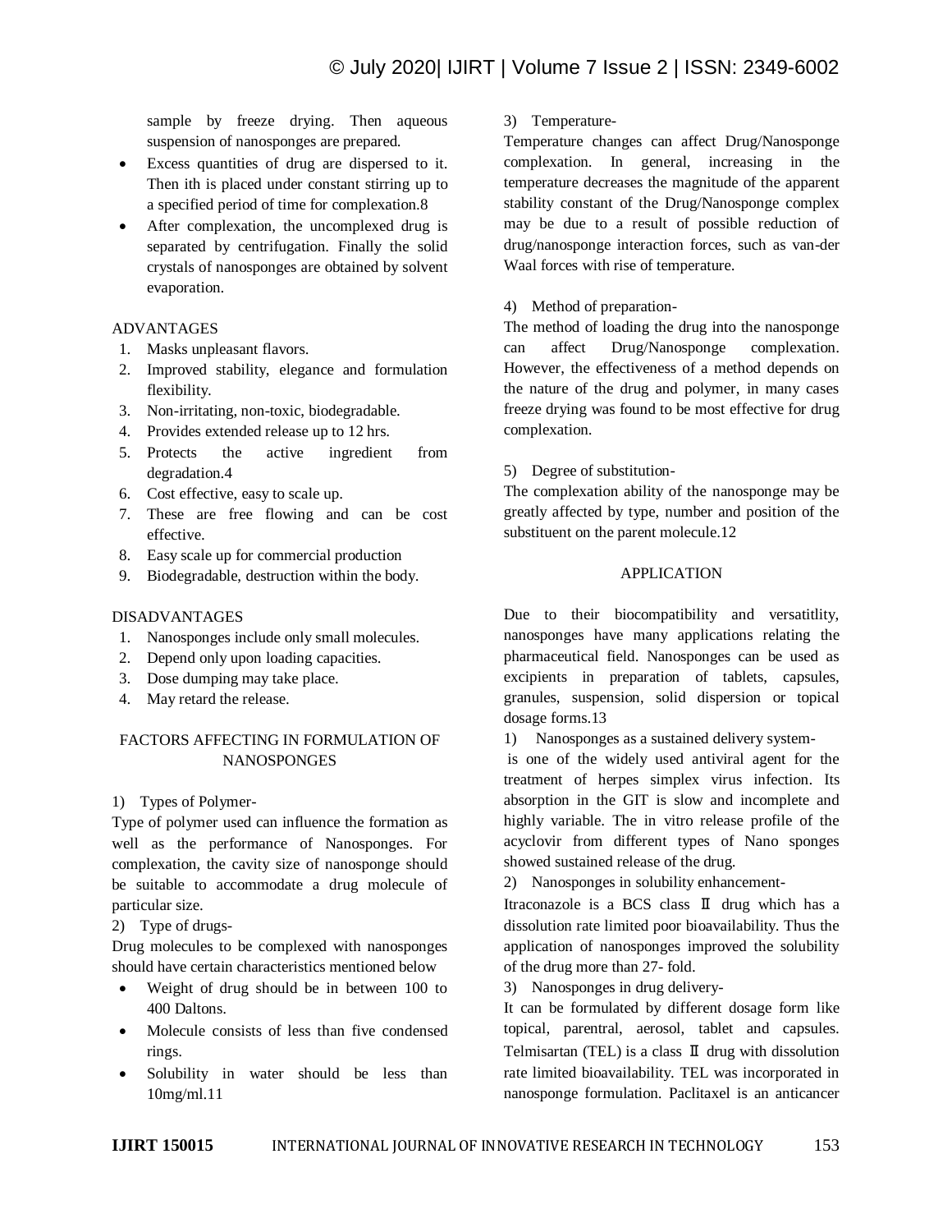sample by freeze drying. Then aqueous suspension of nanosponges are prepared.

- Excess quantities of drug are dispersed to it. Then ith is placed under constant stirring up to a specified period of time for complexation.8
- After complexation, the uncomplexed drug is separated by centrifugation. Finally the solid crystals of nanosponges are obtained by solvent evaporation.

## ADVANTAGES

1. Masks unpleasant flavors.
2. Improved stability, elegance and formulation flexibility.
3. Non-irritating, non-toxic, biodegradable.
4. Provides extended release up to 12 hrs.
5. Protects the active ingredient from degradation.4
6. Cost effective, easy to scale up.
7. These are free flowing and can be cost effective.
8. Easy scale up for commercial production
9. Biodegradable, destruction within the body.

## DISADVANTAGES

1. Nanosponges include only small molecules.
2. Depend only upon loading capacities.
3. Dose dumping may take place.
4. May retard the release.

## FACTORS AFFECTING IN FORMULATION OF NANOSPONGES

1) Types of Polymer-

Type of polymer used can influence the formation as well as the performance of Nanosponges. For complexation, the cavity size of nanosponge should be suitable to accommodate a drug molecule of particular size.

2) Type of drugs-

Drug molecules to be complexed with nanosponges should have certain characteristics mentioned below

- Weight of drug should be in between 100 to 400 Daltons.
- Molecule consists of less than five condensed rings.
- Solubility in water should be less than 10mg/ml.11

3) Temperature-

Temperature changes can affect Drug/Nanosponge complexation. In general, increasing in the temperature decreases the magnitude of the apparent stability constant of the Drug/Nanosponge complex may be due to a result of possible reduction of drug/nanosponge interaction forces, such as van-der Waal forces with rise of temperature.

4) Method of preparation-

The method of loading the drug into the nanosponge can affect Drug/Nanosponge complexation. However, the effectiveness of a method depends on the nature of the drug and polymer, in many cases freeze drying was found to be most effective for drug complexation.

5) Degree of substitution-

The complexation ability of the nanosponge may be greatly affected by type, number and position of the substituent on the parent molecule.12

## APPLICATION

Due to their biocompatibility and versatitlity, nanosponges have many applications relating the pharmaceutical field. Nanosponges can be used as excipients in preparation of tablets, capsules, granules, suspension, solid dispersion or topical dosage forms.13

1) Nanosponges as a sustained delivery system-

is one of the widely used antiviral agent for the treatment of herpes simplex virus infection. Its absorption in the GIT is slow and incomplete and highly variable. The in vitro release profile of the acyclovir from different types of Nano sponges showed sustained release of the drug.

2) Nanosponges in solubility enhancement-

Itraconazole is a BCS class Ⅱ drug which has a dissolution rate limited poor bioavailability. Thus the application of nanosponges improved the solubility of the drug more than 27- fold.

3) Nanosponges in drug delivery-

It can be formulated by different dosage form like topical, parentral, aerosol, tablet and capsules. Telmisartan (TEL) is a class Ⅱ drug with dissolution rate limited bioavailability. TEL was incorporated in nanosponge formulation. Paclitaxel is an anticancer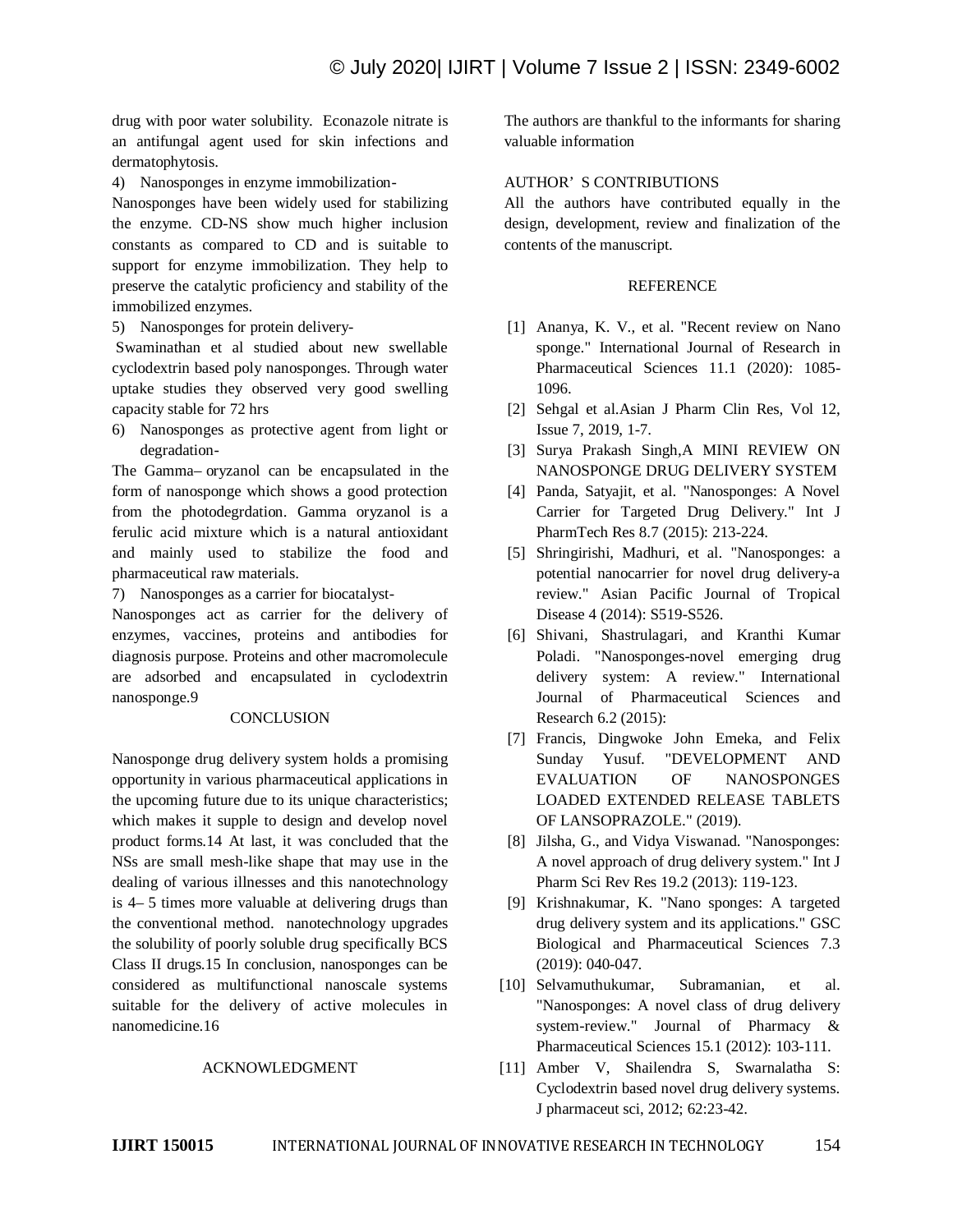drug with poor water solubility. Econazole nitrate is an antifungal agent used for skin infections and dermatophytosis.

4) Nanosponges in enzyme immobilization-

Nanosponges have been widely used for stabilizing the enzyme. CD-NS show much higher inclusion constants as compared to CD and is suitable to support for enzyme immobilization. They help to preserve the catalytic proficiency and stability of the immobilized enzymes.

5) Nanosponges for protein delivery-

Swaminathan et al studied about new swellable cyclodextrin based poly nanosponges. Through water uptake studies they observed very good swelling capacity stable for 72 hrs

6) Nanosponges as protective agent from light or degradation-

The Gamma– oryzanol can be encapsulated in the form of nanosponge which shows a good protection from the photodegrdation. Gamma oryzanol is a ferulic acid mixture which is a natural antioxidant and mainly used to stabilize the food and pharmaceutical raw materials.

7) Nanosponges as a carrier for biocatalyst-

Nanosponges act as carrier for the delivery of enzymes, vaccines, proteins and antibodies for diagnosis purpose. Proteins and other macromolecule are adsorbed and encapsulated in cyclodextrin nanosponge.9

## CONCLUSION

Nanosponge drug delivery system holds a promising opportunity in various pharmaceutical applications in the upcoming future due to its unique characteristics; which makes it supple to design and develop novel product forms.14 At last, it was concluded that the NSs are small mesh-like shape that may use in the dealing of various illnesses and this nanotechnology is 4– 5 times more valuable at delivering drugs than the conventional method. nanotechnology upgrades the solubility of poorly soluble drug specifically BCS Class II drugs.15 In conclusion, nanosponges can be considered as multifunctional nanoscale systems suitable for the delivery of active molecules in nanomedicine.16

## ACKNOWLEDGMENT

The authors are thankful to the informants for sharing valuable information

## AUTHOR' S CONTRIBUTIONS

All the authors have contributed equally in the design, development, review and finalization of the contents of the manuscript.

## REFERENCE

[1] Ananya, K. V., et al. "Recent review on Nano sponge." International Journal of Research in Pharmaceutical Sciences 11.1 (2020): 1085-1096.

[2] Sehgal et al.Asian J Pharm Clin Res, Vol 12, Issue 7, 2019, 1-7.

[3] Surya Prakash Singh,A MINI REVIEW ON NANOSPONGE DRUG DELIVERY SYSTEM

[4] Panda, Satyajit, et al. "Nanosponges: A Novel Carrier for Targeted Drug Delivery." Int J PharmTech Res 8.7 (2015): 213-224.

[5] Shringirishi, Madhuri, et al. "Nanosponges: a potential nanocarrier for novel drug delivery-a review." Asian Pacific Journal of Tropical Disease 4 (2014): S519-S526.

[6] Shivani, Shastrulagari, and Kranthi Kumar Poladi. "Nanosponges-novel emerging drug delivery system: A review." International Journal of Pharmaceutical Sciences and Research 6.2 (2015):

[7] Francis, Dingwoke John Emeka, and Felix Sunday Yusuf. "DEVELOPMENT AND EVALUATION OF NANOSPONGES LOADED EXTENDED RELEASE TABLETS OF LANSOPRAZOLE." (2019).

[8] Jilsha, G., and Vidya Viswanad. "Nanosponges: A novel approach of drug delivery system." Int J Pharm Sci Rev Res 19.2 (2013): 119-123.

[9] Krishnakumar, K. "Nano sponges: A targeted drug delivery system and its applications." GSC Biological and Pharmaceutical Sciences 7.3 (2019): 040-047.

[10] Selvamuthukumar, Subramanian, et al. "Nanosponges: A novel class of drug delivery system-review." Journal of Pharmacy & Pharmaceutical Sciences 15.1 (2012): 103-111.

[11] Amber V, Shailendra S, Swarnalatha S: Cyclodextrin based novel drug delivery systems. J pharmaceut sci, 2012; 62:23-42.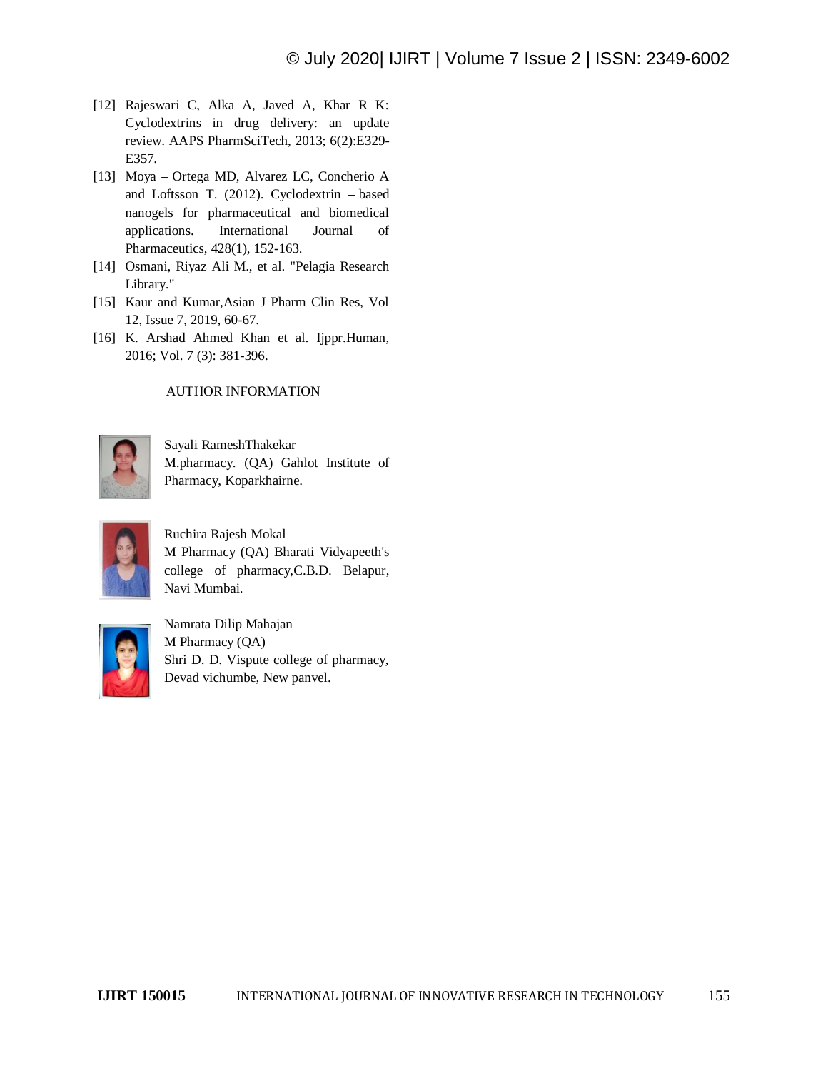[12] Rajeswari C, Alka A, Javed A, Khar R K: Cyclodextrins in drug delivery: an update review. AAPS PharmSciTech, 2013; 6(2):E329-E357.

[13] Moya – Ortega MD, Alvarez LC, Concherio A and Loftsson T. (2012). Cyclodextrin – based nanogels for pharmaceutical and biomedical applications. International Journal of Pharmaceutics, 428(1), 152-163.

[14] Osmani, Riyaz Ali M., et al. "Pelagia Research Library."

[15] Kaur and Kumar,Asian J Pharm Clin Res, Vol 12, Issue 7, 2019, 60-67.

[16] K. Arshad Ahmed Khan et al. Ijppr.Human, 2016; Vol. 7 (3): 381-396.

## AUTHOR INFORMATION

Sayali RameshThakekar
M.pharmacy. (QA) Gahlot Institute of Pharmacy, Koparkhairne.

Ruchira Rajesh Mokal
M Pharmacy (QA) Bharati Vidyapeeth's college of pharmacy,C.B.D. Belapur, Navi Mumbai.

Namrata Dilip Mahajan
M Pharmacy (QA)
Shri D. D. Vispute college of pharmacy, Devad vichumbe, New panvel.